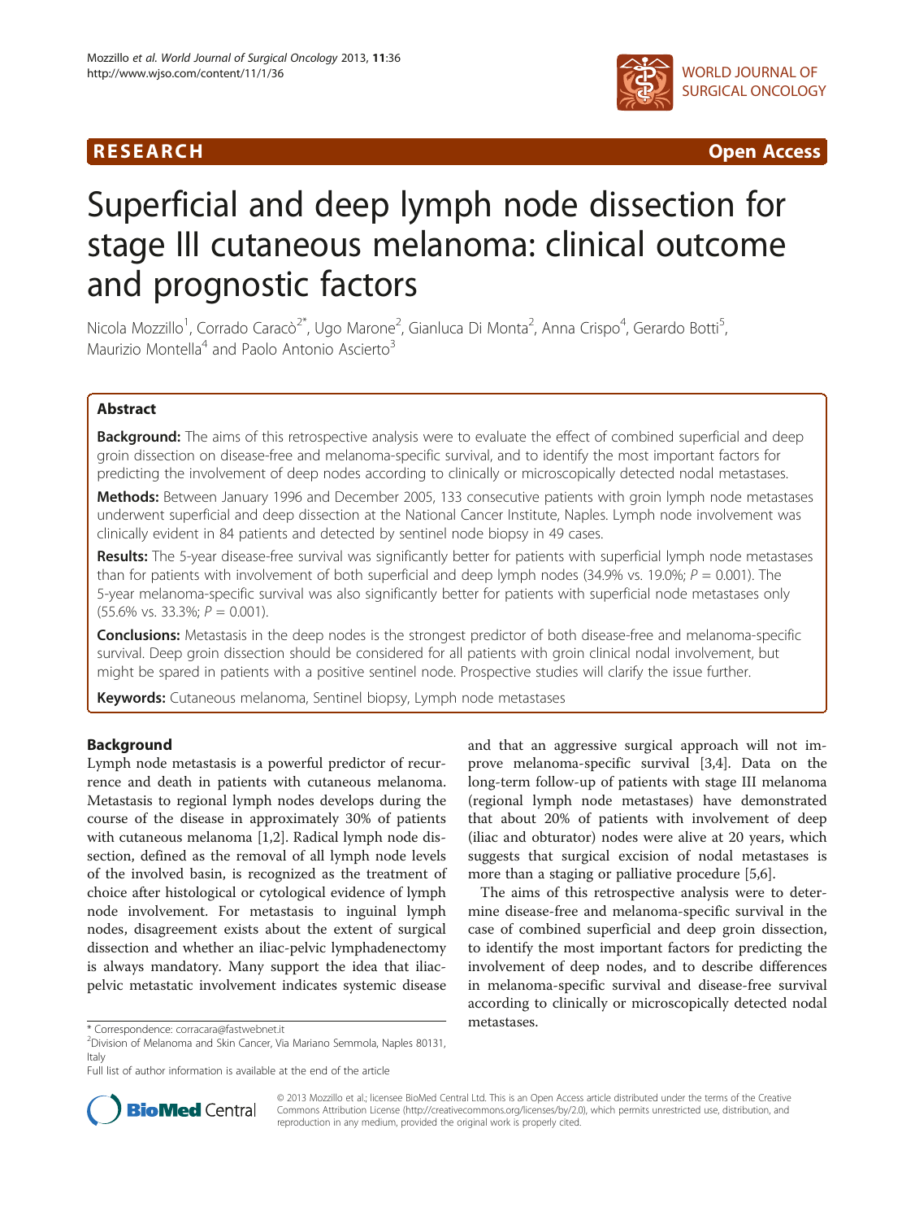RESEARCH Open Access

# Superficial and deep lymph node dissection for stage III cutaneous melanoma: clinical outcome and prognostic factors

Nicola Mozzillo[1], Corrado Caracò[2*], Ugo Marone[2], Gianluca Di Monta[2], Anna Crispo[4], Gerardo Botti[5], Maurizio Montella[4] and Paolo Antonio Ascierto[3]

## Abstract

**Background:** The aims of this retrospective analysis were to evaluate the effect of combined superficial and deep groin dissection on disease-free and melanoma-specific survival, and to identify the most important factors for predicting the involvement of deep nodes according to clinically or microscopically detected nodal metastases.

**Methods:** Between January 1996 and December 2005, 133 consecutive patients with groin lymph node metastases underwent superficial and deep dissection at the National Cancer Institute, Naples. Lymph node involvement was clinically evident in 84 patients and detected by sentinel node biopsy in 49 cases.

**Results:** The 5-year disease-free survival was significantly better for patients with superficial lymph node metastases than for patients with involvement of both superficial and deep lymph nodes (34.9% vs. 19.0%; $P = 0.001$). The 5-year melanoma-specific survival was also significantly better for patients with superficial node metastases only (55.6% vs. 33.3%; $P = 0.001$).

**Conclusions:** Metastasis in the deep nodes is the strongest predictor of both disease-free and melanoma-specific survival. Deep groin dissection should be considered for all patients with groin clinical nodal involvement, but might be spared in patients with a positive sentinel node. Prospective studies will clarify the issue further.

**Keywords:** Cutaneous melanoma, Sentinel biopsy, Lymph node metastases

## Background

Lymph node metastasis is a powerful predictor of recurrence and death in patients with cutaneous melanoma. Metastasis to regional lymph nodes develops during the course of the disease in approximately 30% of patients with cutaneous melanoma [1,2]. Radical lymph node dissection, defined as the removal of all lymph node levels of the involved basin, is recognized as the treatment of choice after histological or cytological evidence of lymph node involvement. For metastasis to inguinal lymph nodes, disagreement exists about the extent of surgical dissection and whether an iliac-pelvic lymphadenectomy is always mandatory. Many support the idea that iliac-pelvic metastatic involvement indicates systemic disease and that an aggressive surgical approach will not improve melanoma-specific survival [3,4]. Data on the long-term follow-up of patients with stage III melanoma (regional lymph node metastases) have demonstrated that about 20% of patients with involvement of deep (iliac and obturator) nodes were alive at 20 years, which suggests that surgical excision of nodal metastases is more than a staging or palliative procedure [5,6].

The aims of this retrospective analysis were to determine disease-free and melanoma-specific survival in the case of combined superficial and deep groin dissection, to identify the most important factors for predicting the involvement of deep nodes, and to describe differences in melanoma-specific survival and disease-free survival according to clinically or microscopically detected nodal metastases.

\* Correspondence: corracara@fastwebnet.it
[2]Division of Melanoma and Skin Cancer, Via Mariano Semmola, Naples 80131, Italy

Full list of author information is available at the end of the article

© 2013 Mozzillo et al.; licensee BioMed Central Ltd. This is an Open Access article distributed under the terms of the Creative Commons Attribution License (http://creativecommons.org/licenses/by/2.0), which permits unrestricted use, distribution, and reproduction in any medium, provided the original work is properly cited.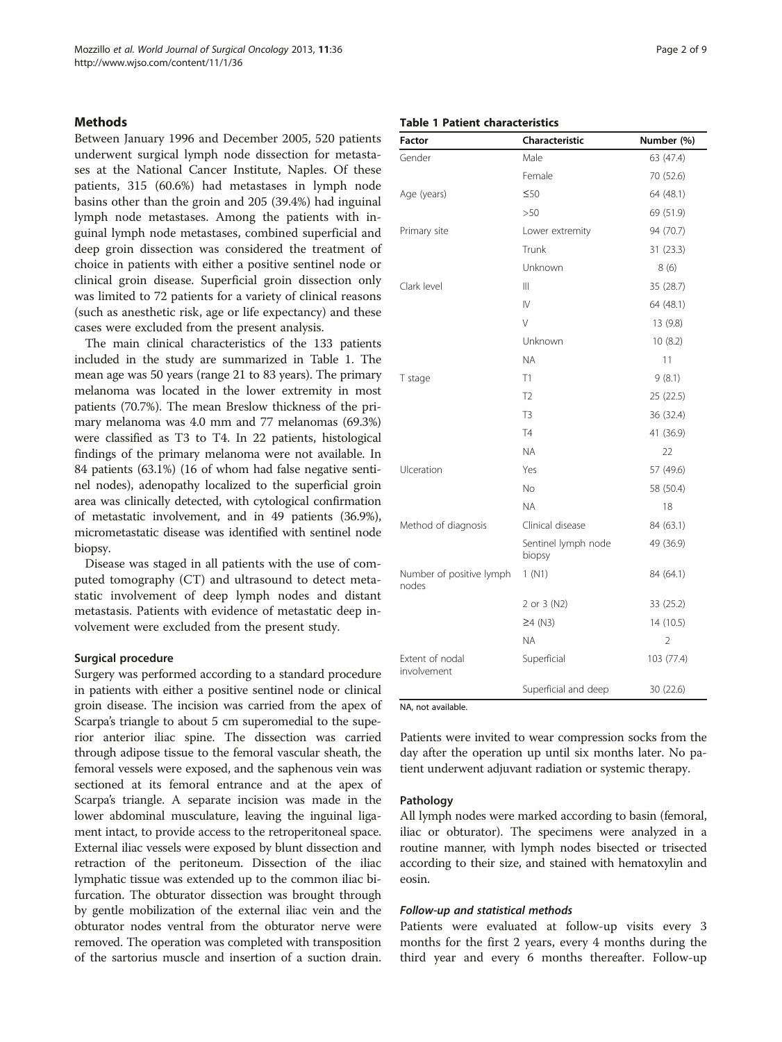## Methods

Between January 1996 and December 2005, 520 patients underwent surgical lymph node dissection for metastases at the National Cancer Institute, Naples. Of these patients, 315 (60.6%) had metastases in lymph node basins other than the groin and 205 (39.4%) had inguinal lymph node metastases. Among the patients with inguinal lymph node metastases, combined superficial and deep groin dissection was considered the treatment of choice in patients with either a positive sentinel node or clinical groin disease. Superficial groin dissection only was limited to 72 patients for a variety of clinical reasons (such as anesthetic risk, age or life expectancy) and these cases were excluded from the present analysis.

The main clinical characteristics of the 133 patients included in the study are summarized in Table 1. The mean age was 50 years (range 21 to 83 years). The primary melanoma was located in the lower extremity in most patients (70.7%). The mean Breslow thickness of the primary melanoma was 4.0 mm and 77 melanomas (69.3%) were classified as T3 to T4. In 22 patients, histological findings of the primary melanoma were not available. In 84 patients (63.1%) (16 of whom had false negative sentinel nodes), adenopathy localized to the superficial groin area was clinically detected, with cytological confirmation of metastatic involvement, and in 49 patients (36.9%), micrometastatic disease was identified with sentinel node biopsy.

Disease was staged in all patients with the use of computed tomography (CT) and ultrasound to detect metastatic involvement of deep lymph nodes and distant metastasis. Patients with evidence of metastatic deep involvement were excluded from the present study.

### Surgical procedure

Surgery was performed according to a standard procedure in patients with either a positive sentinel node or clinical groin disease. The incision was carried from the apex of Scarpa's triangle to about 5 cm superomedial to the superior anterior iliac spine. The dissection was carried through adipose tissue to the femoral vascular sheath, the femoral vessels were exposed, and the saphenous vein was sectioned at its femoral entrance and at the apex of Scarpa's triangle. A separate incision was made in the lower abdominal musculature, leaving the inguinal ligament intact, to provide access to the retroperitoneal space. External iliac vessels were exposed by blunt dissection and retraction of the peritoneum. Dissection of the iliac lymphatic tissue was extended up to the common iliac bifurcation. The obturator dissection was brought through by gentle mobilization of the external iliac vein and the obturator nodes ventral from the obturator nerve were removed. The operation was completed with transposition of the sartorius muscle and insertion of a suction drain. Patients were invited to wear compression socks from the day after the operation up until six months later. No patient underwent adjuvant radiation or systemic therapy.

**Table 1 Patient characteristics**

| Factor | Characteristic | Number (%) |
|---|---|---|
| Gender | Male | 63 (47.4) |
| | Female | 70 (52.6) |
| Age (years) | ≤50 | 64 (48.1) |
| | >50 | 69 (51.9) |
| Primary site | Lower extremity | 94 (70.7) |
| | Trunk | 31 (23.3) |
| | Unknown | 8 (6) |
| Clark level | III | 35 (28.7) |
| | IV | 64 (48.1) |
| | V | 13 (9.8) |
| | Unknown | 10 (8.2) |
| | NA | 11 |
| T stage | T1 | 9 (8.1) |
| | T2 | 25 (22.5) |
| | T3 | 36 (32.4) |
| | T4 | 41 (36.9) |
| | NA | 22 |
| Ulceration | Yes | 57 (49.6) |
| | No | 58 (50.4) |
| | NA | 18 |
| Method of diagnosis | Clinical disease | 84 (63.1) |
| | Sentinel lymph node biopsy | 49 (36.9) |
| Number of positive lymph nodes | 1 (N1) | 84 (64.1) |
| | 2 or 3 (N2) | 33 (25.2) |
| | ≥4 (N3) | 14 (10.5) |
| | NA | 2 |
| Extent of nodal involvement | Superficial | 103 (77.4) |
| | Superficial and deep | 30 (22.6) |

NA, not available.

### Pathology

All lymph nodes were marked according to basin (femoral, iliac or obturator). The specimens were analyzed in a routine manner, with lymph nodes bisected or trisected according to their size, and stained with hematoxylin and eosin.

#### *Follow-up and statistical methods*

Patients were evaluated at follow-up visits every 3 months for the first 2 years, every 4 months during the third year and every 6 months thereafter. Follow-up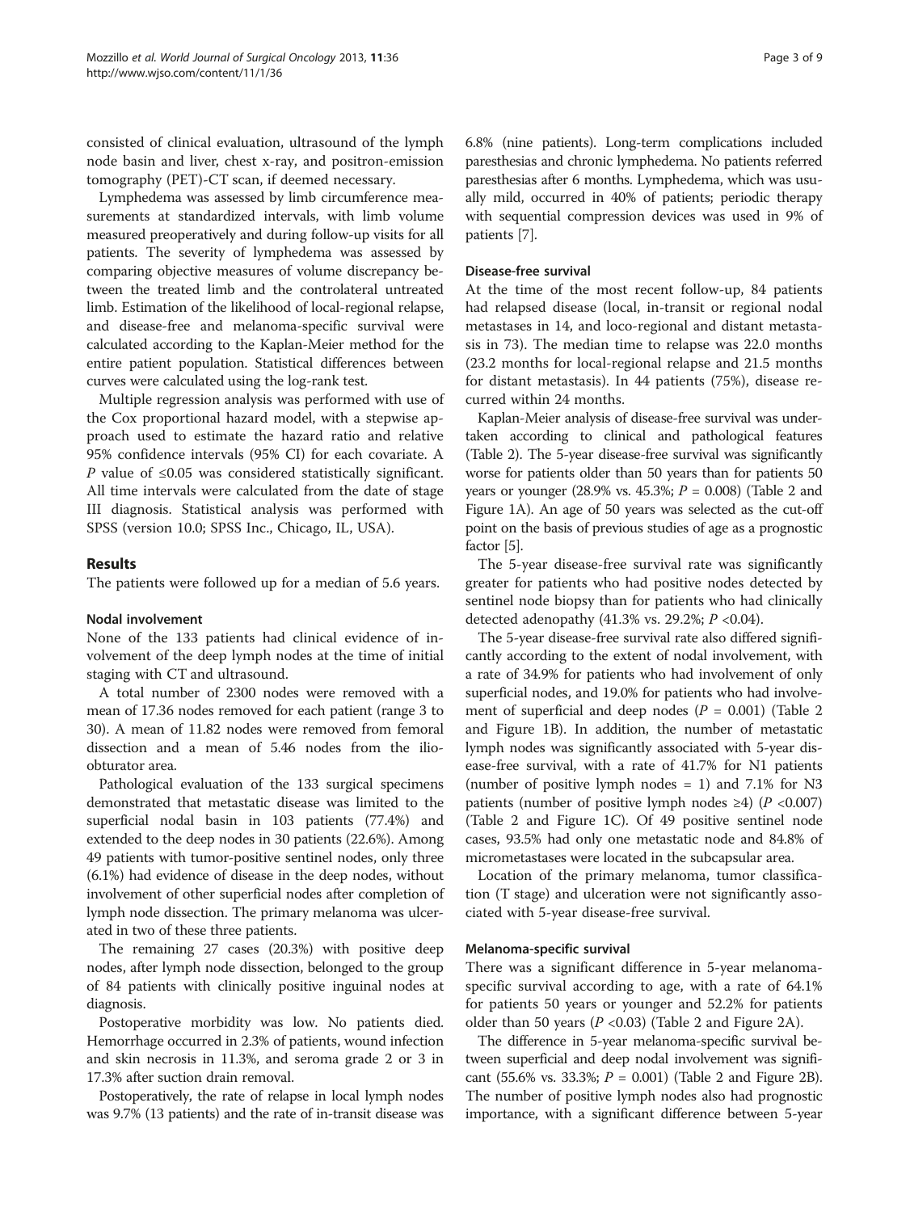consisted of clinical evaluation, ultrasound of the lymph node basin and liver, chest x-ray, and positron-emission tomography (PET)-CT scan, if deemed necessary.

Lymphedema was assessed by limb circumference measurements at standardized intervals, with limb volume measured preoperatively and during follow-up visits for all patients. The severity of lymphedema was assessed by comparing objective measures of volume discrepancy between the treated limb and the controlateral untreated limb. Estimation of the likelihood of local-regional relapse, and disease-free and melanoma-specific survival were calculated according to the Kaplan-Meier method for the entire patient population. Statistical differences between curves were calculated using the log-rank test.

Multiple regression analysis was performed with use of the Cox proportional hazard model, with a stepwise approach used to estimate the hazard ratio and relative 95% confidence intervals (95% CI) for each covariate. A $P$ value of ≤0.05 was considered statistically significant. All time intervals were calculated from the date of stage III diagnosis. Statistical analysis was performed with SPSS (version 10.0; SPSS Inc., Chicago, IL, USA).

## Results

The patients were followed up for a median of 5.6 years.

### Nodal involvement

None of the 133 patients had clinical evidence of involvement of the deep lymph nodes at the time of initial staging with CT and ultrasound.

A total number of 2300 nodes were removed with a mean of 17.36 nodes removed for each patient (range 3 to 30). A mean of 11.82 nodes were removed from femoral dissection and a mean of 5.46 nodes from the ilio-obturator area.

Pathological evaluation of the 133 surgical specimens demonstrated that metastatic disease was limited to the superficial nodal basin in 103 patients (77.4%) and extended to the deep nodes in 30 patients (22.6%). Among 49 patients with tumor-positive sentinel nodes, only three (6.1%) had evidence of disease in the deep nodes, without involvement of other superficial nodes after completion of lymph node dissection. The primary melanoma was ulcerated in two of these three patients.

The remaining 27 cases (20.3%) with positive deep nodes, after lymph node dissection, belonged to the group of 84 patients with clinically positive inguinal nodes at diagnosis.

Postoperative morbidity was low. No patients died. Hemorrhage occurred in 2.3% of patients, wound infection and skin necrosis in 11.3%, and seroma grade 2 or 3 in 17.3% after suction drain removal.

Postoperatively, the rate of relapse in local lymph nodes was 9.7% (13 patients) and the rate of in-transit disease was 6.8% (nine patients). Long-term complications included paresthesias and chronic lymphedema. No patients referred paresthesias after 6 months. Lymphedema, which was usually mild, occurred in 40% of patients; periodic therapy with sequential compression devices was used in 9% of patients [7].

### Disease-free survival

At the time of the most recent follow-up, 84 patients had relapsed disease (local, in-transit or regional nodal metastases in 14, and loco-regional and distant metastasis in 73). The median time to relapse was 22.0 months (23.2 months for local-regional relapse and 21.5 months for distant metastasis). In 44 patients (75%), disease recurred within 24 months.

Kaplan-Meier analysis of disease-free survival was undertaken according to clinical and pathological features (Table 2). The 5-year disease-free survival was significantly worse for patients older than 50 years than for patients 50 years or younger (28.9% vs. 45.3%; $P = 0.008$) (Table 2 and Figure 1A). An age of 50 years was selected as the cut-off point on the basis of previous studies of age as a prognostic factor [5].

The 5-year disease-free survival rate was significantly greater for patients who had positive nodes detected by sentinel node biopsy than for patients who had clinically detected adenopathy (41.3% vs. 29.2%; $P < 0.04$).

The 5-year disease-free survival rate also differed significantly according to the extent of nodal involvement, with a rate of 34.9% for patients who had involvement of only superficial nodes, and 19.0% for patients who had involvement of superficial and deep nodes ($P = 0.001$) (Table 2 and Figure 1B). In addition, the number of metastatic lymph nodes was significantly associated with 5-year disease-free survival, with a rate of 41.7% for N1 patients (number of positive lymph nodes = 1) and 7.1% for N3 patients (number of positive lymph nodes ≥4) ($P < 0.007$) (Table 2 and Figure 1C). Of 49 positive sentinel node cases, 93.5% had only one metastatic node and 84.8% of micrometastases were located in the subcapsular area.

Location of the primary melanoma, tumor classification (T stage) and ulceration were not significantly associated with 5-year disease-free survival.

### Melanoma-specific survival

There was a significant difference in 5-year melanoma-specific survival according to age, with a rate of 64.1% for patients 50 years or younger and 52.2% for patients older than 50 years ($P < 0.03$) (Table 2 and Figure 2A).

The difference in 5-year melanoma-specific survival between superficial and deep nodal involvement was significant (55.6% vs. 33.3%; $P = 0.001$) (Table 2 and Figure 2B). The number of positive lymph nodes also had prognostic importance, with a significant difference between 5-year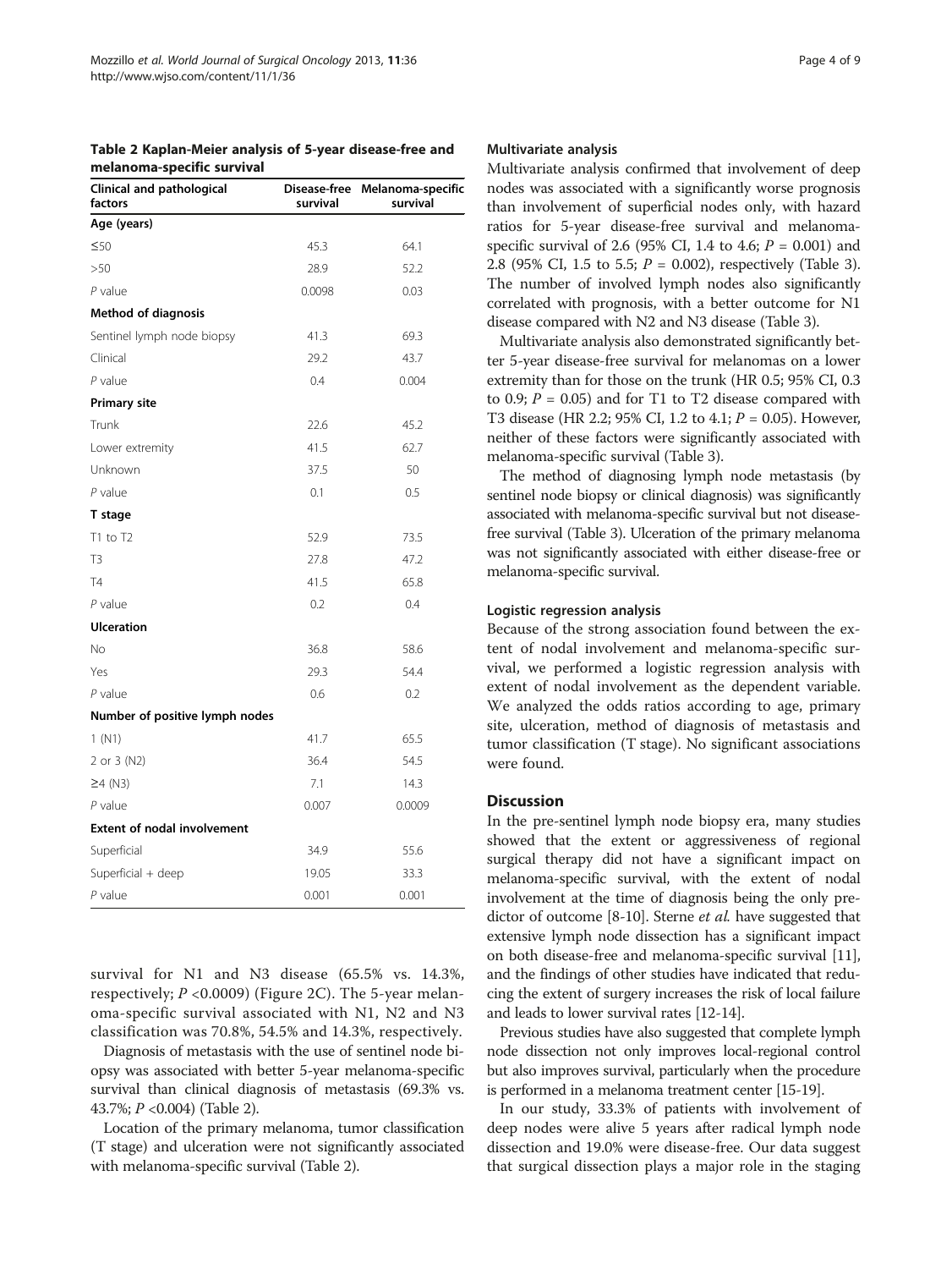**Table 2 Kaplan-Meier analysis of 5-year disease-free and melanoma-specific survival**

| Clinical and pathological factors | Disease-free survival | Melanoma-specific survival |
|---|---|---|
| **Age (years)** | | |
| ≤50 | 45.3 | 64.1 |
| >50 | 28.9 | 52.2 |
| *P* value | 0.0098 | 0.03 |
| **Method of diagnosis** | | |
| Sentinel lymph node biopsy | 41.3 | 69.3 |
| Clinical | 29.2 | 43.7 |
| *P* value | 0.4 | 0.004 |
| **Primary site** | | |
| Trunk | 22.6 | 45.2 |
| Lower extremity | 41.5 | 62.7 |
| Unknown | 37.5 | 50 |
| *P* value | 0.1 | 0.5 |
| **T stage** | | |
| T1 to T2 | 52.9 | 73.5 |
| T3 | 27.8 | 47.2 |
| T4 | 41.5 | 65.8 |
| *P* value | 0.2 | 0.4 |
| **Ulceration** | | |
| No | 36.8 | 58.6 |
| Yes | 29.3 | 54.4 |
| *P* value | 0.6 | 0.2 |
| **Number of positive lymph nodes** | | |
| 1 (N1) | 41.7 | 65.5 |
| 2 or 3 (N2) | 36.4 | 54.5 |
| ≥4 (N3) | 7.1 | 14.3 |
| *P* value | 0.007 | 0.0009 |
| **Extent of nodal involvement** | | |
| Superficial | 34.9 | 55.6 |
| Superficial + deep | 19.05 | 33.3 |
| *P* value | 0.001 | 0.001 |

survival for N1 and N3 disease (65.5% vs. 14.3%, respectively; $P$ <0.0009) (Figure 2C). The 5-year melanoma-specific survival associated with N1, N2 and N3 classification was 70.8%, 54.5% and 14.3%, respectively.

Diagnosis of metastasis with the use of sentinel node biopsy was associated with better 5-year melanoma-specific survival than clinical diagnosis of metastasis (69.3% vs. 43.7%; $P$ <0.004) (Table 2).

Location of the primary melanoma, tumor classification (T stage) and ulceration were not significantly associated with melanoma-specific survival (Table 2).

### Multivariate analysis

Multivariate analysis confirmed that involvement of deep nodes was associated with a significantly worse prognosis than involvement of superficial nodes only, with hazard ratios for 5-year disease-free survival and melanoma-specific survival of 2.6 (95% CI, 1.4 to 4.6; $P$ = 0.001) and 2.8 (95% CI, 1.5 to 5.5; $P$ = 0.002), respectively (Table 3). The number of involved lymph nodes also significantly correlated with prognosis, with a better outcome for N1 disease compared with N2 and N3 disease (Table 3).

Multivariate analysis also demonstrated significantly better 5-year disease-free survival for melanomas on a lower extremity than for those on the trunk (HR 0.5; 95% CI, 0.3 to 0.9; $P$ = 0.05) and for T1 to T2 disease compared with T3 disease (HR 2.2; 95% CI, 1.2 to 4.1; $P$ = 0.05). However, neither of these factors were significantly associated with melanoma-specific survival (Table 3).

The method of diagnosing lymph node metastasis (by sentinel node biopsy or clinical diagnosis) was significantly associated with melanoma-specific survival but not disease-free survival (Table 3). Ulceration of the primary melanoma was not significantly associated with either disease-free or melanoma-specific survival.

### Logistic regression analysis

Because of the strong association found between the extent of nodal involvement and melanoma-specific survival, we performed a logistic regression analysis with extent of nodal involvement as the dependent variable. We analyzed the odds ratios according to age, primary site, ulceration, method of diagnosis of metastasis and tumor classification (T stage). No significant associations were found.

## Discussion

In the pre-sentinel lymph node biopsy era, many studies showed that the extent or aggressiveness of regional surgical therapy did not have a significant impact on melanoma-specific survival, with the extent of nodal involvement at the time of diagnosis being the only predictor of outcome [8-10]. Sterne *et al.* have suggested that extensive lymph node dissection has a significant impact on both disease-free and melanoma-specific survival [11], and the findings of other studies have indicated that reducing the extent of surgery increases the risk of local failure and leads to lower survival rates [12-14].

Previous studies have also suggested that complete lymph node dissection not only improves local-regional control but also improves survival, particularly when the procedure is performed in a melanoma treatment center [15-19].

In our study, 33.3% of patients with involvement of deep nodes were alive 5 years after radical lymph node dissection and 19.0% were disease-free. Our data suggest that surgical dissection plays a major role in the staging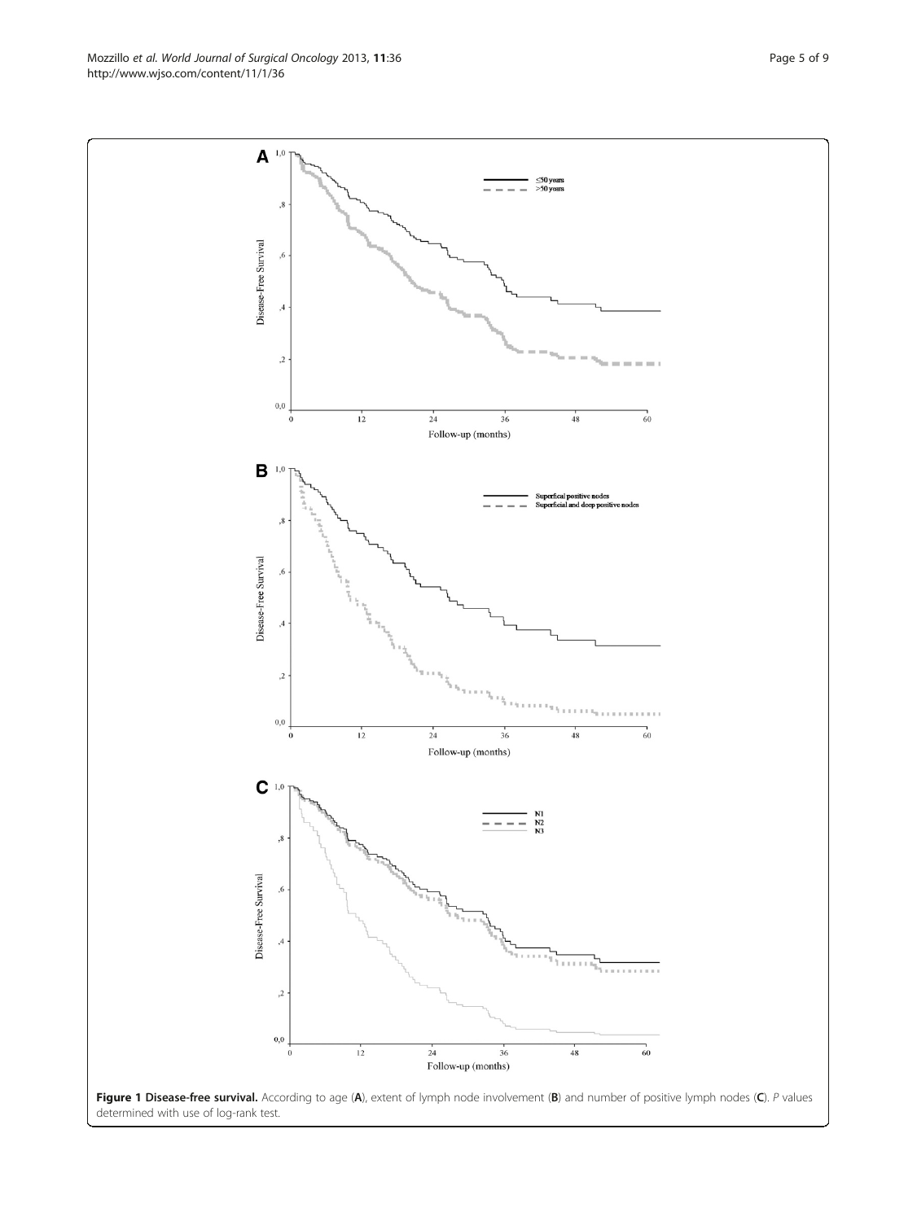**Figure 1 Disease-free survival.** According to age (**A**), extent of lymph node involvement (**B**) and number of positive lymph nodes (**C**). *P* values determined with use of log-rank test.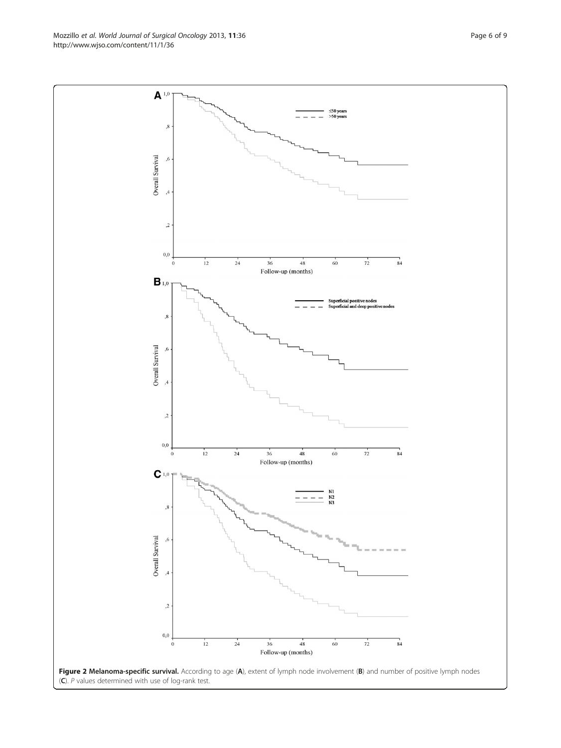**Figure 2 Melanoma-specific survival.** According to age (**A**), extent of lymph node involvement (**B**) and number of positive lymph nodes (**C**). *P* values determined with use of log-rank test.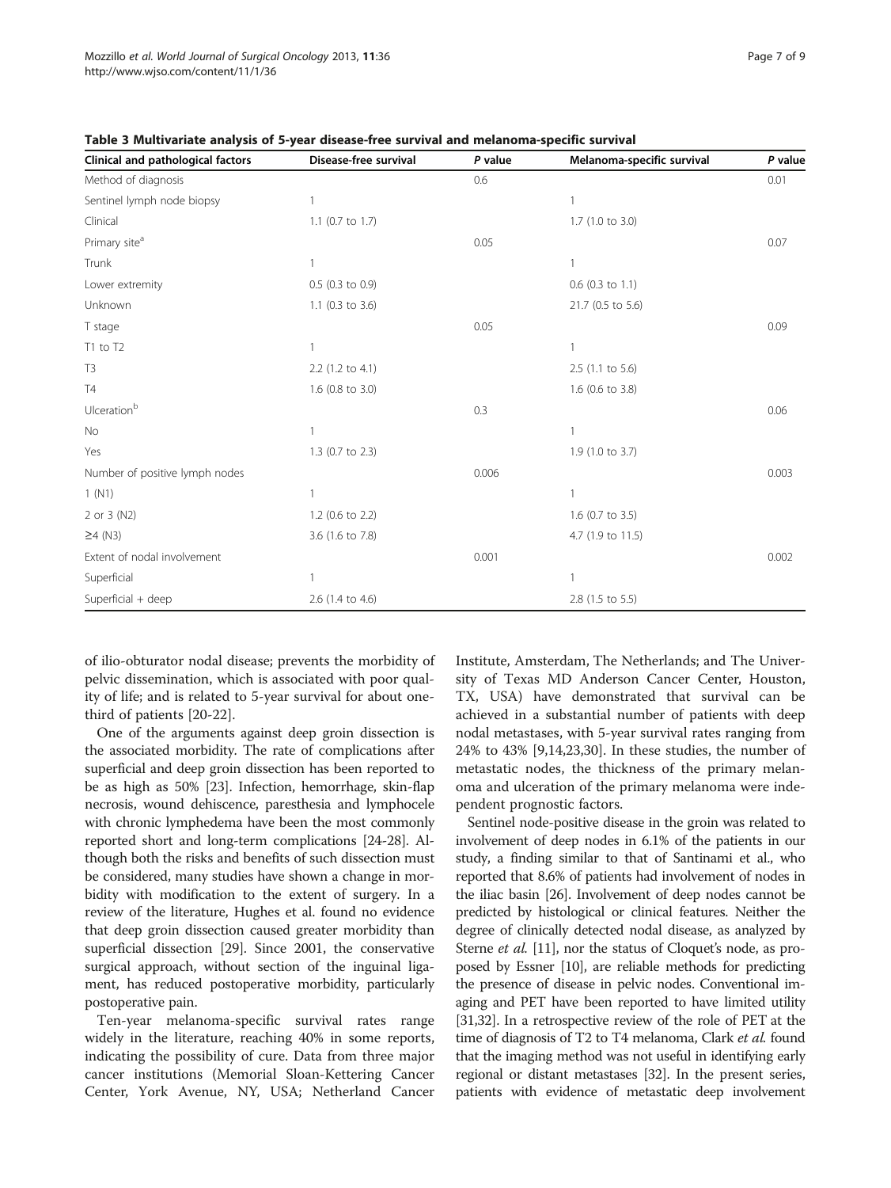**Table 3 Multivariate analysis of 5-year disease-free survival and melanoma-specific survival**

| Clinical and pathological factors | Disease-free survival | *P* value | Melanoma-specific survival | *P* value |
|---|---|---|---|---|
| Method of diagnosis | | 0.6 | | 0.01 |
| Sentinel lymph node biopsy | 1 | | 1 | |
| Clinical | 1.1 (0.7 to 1.7) | | 1.7 (1.0 to 3.0) | |
| Primary site[a] | | 0.05 | | 0.07 |
| Trunk | 1 | | 1 | |
| Lower extremity | 0.5 (0.3 to 0.9) | | 0.6 (0.3 to 1.1) | |
| Unknown | 1.1 (0.3 to 3.6) | | 21.7 (0.5 to 5.6) | |
| T stage | | 0.05 | | 0.09 |
| T1 to T2 | 1 | | 1 | |
| T3 | 2.2 (1.2 to 4.1) | | 2.5 (1.1 to 5.6) | |
| T4 | 1.6 (0.8 to 3.0) | | 1.6 (0.6 to 3.8) | |
| Ulceration[b] | | 0.3 | | 0.06 |
| No | 1 | | 1 | |
| Yes | 1.3 (0.7 to 2.3) | | 1.9 (1.0 to 3.7) | |
| Number of positive lymph nodes | | 0.006 | | 0.003 |
| 1 (N1) | 1 | | 1 | |
| 2 or 3 (N2) | 1.2 (0.6 to 2.2) | | 1.6 (0.7 to 3.5) | |
| ≥4 (N3) | 3.6 (1.6 to 7.8) | | 4.7 (1.9 to 11.5) | |
| Extent of nodal involvement | | 0.001 | | 0.002 |
| Superficial | 1 | | 1 | |
| Superficial + deep | 2.6 (1.4 to 4.6) | | 2.8 (1.5 to 5.5) | |

of ilio-obturator nodal disease; prevents the morbidity of pelvic dissemination, which is associated with poor quality of life; and is related to 5-year survival for about one-third of patients [20-22].

One of the arguments against deep groin dissection is the associated morbidity. The rate of complications after superficial and deep groin dissection has been reported to be as high as 50% [23]. Infection, hemorrhage, skin-flap necrosis, wound dehiscence, paresthesia and lymphocele with chronic lymphedema have been the most commonly reported short and long-term complications [24-28]. Although both the risks and benefits of such dissection must be considered, many studies have shown a change in morbidity with modification to the extent of surgery. In a review of the literature, Hughes et al. found no evidence that deep groin dissection caused greater morbidity than superficial dissection [29]. Since 2001, the conservative surgical approach, without section of the inguinal ligament, has reduced postoperative morbidity, particularly postoperative pain.

Ten-year melanoma-specific survival rates range widely in the literature, reaching 40% in some reports, indicating the possibility of cure. Data from three major cancer institutions (Memorial Sloan-Kettering Cancer Center, York Avenue, NY, USA; Netherland Cancer Institute, Amsterdam, The Netherlands; and The University of Texas MD Anderson Cancer Center, Houston, TX, USA) have demonstrated that survival can be achieved in a substantial number of patients with deep nodal metastases, with 5-year survival rates ranging from 24% to 43% [9,14,23,30]. In these studies, the number of metastatic nodes, the thickness of the primary melanoma and ulceration of the primary melanoma were independent prognostic factors.

Sentinel node-positive disease in the groin was related to involvement of deep nodes in 6.1% of the patients in our study, a finding similar to that of Santinami et al., who reported that 8.6% of patients had involvement of nodes in the iliac basin [26]. Involvement of deep nodes cannot be predicted by histological or clinical features. Neither the degree of clinically detected nodal disease, as analyzed by Sterne *et al.* [11], nor the status of Cloquet's node, as proposed by Essner [10], are reliable methods for predicting the presence of disease in pelvic nodes. Conventional imaging and PET have been reported to have limited utility [31,32]. In a retrospective review of the role of PET at the time of diagnosis of T2 to T4 melanoma, Clark *et al.* found that the imaging method was not useful in identifying early regional or distant metastases [32]. In the present series, patients with evidence of metastatic deep involvement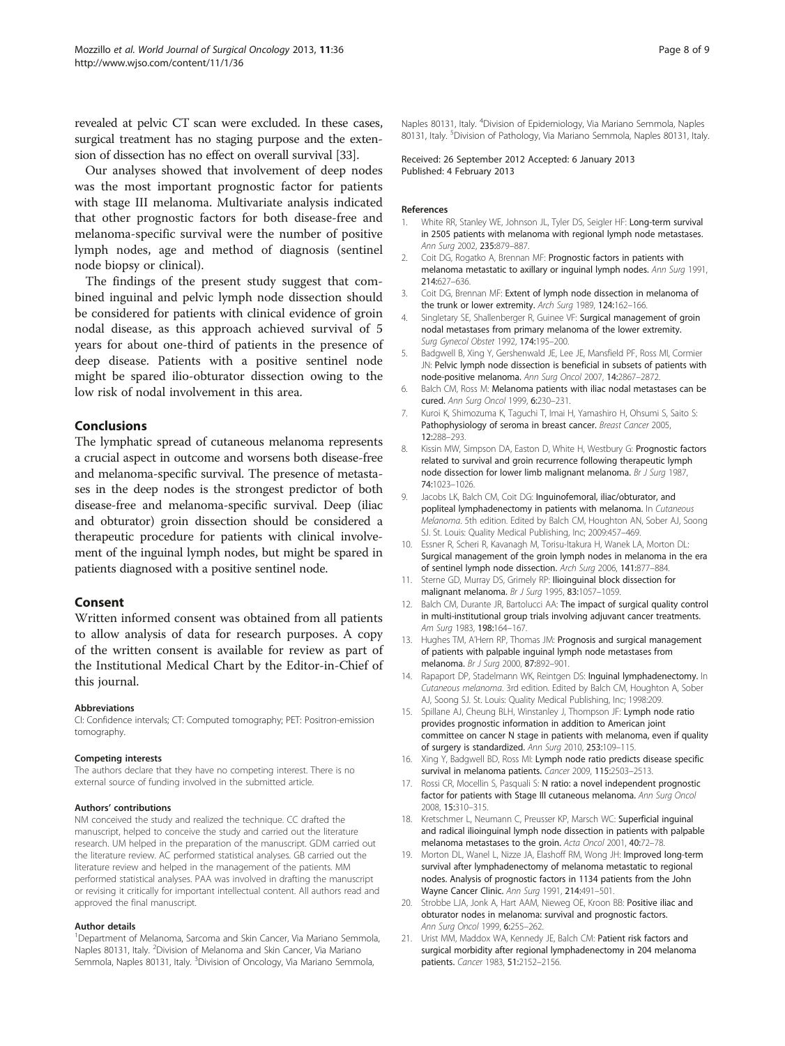revealed at pelvic CT scan were excluded. In these cases, surgical treatment has no staging purpose and the extension of dissection has no effect on overall survival [33].

Our analyses showed that involvement of deep nodes was the most important prognostic factor for patients with stage III melanoma. Multivariate analysis indicated that other prognostic factors for both disease-free and melanoma-specific survival were the number of positive lymph nodes, age and method of diagnosis (sentinel node biopsy or clinical).

The findings of the present study suggest that combined inguinal and pelvic lymph node dissection should be considered for patients with clinical evidence of groin nodal disease, as this approach achieved survival of 5 years for about one-third of patients in the presence of deep disease. Patients with a positive sentinel node might be spared ilio-obturator dissection owing to the low risk of nodal involvement in this area.

## Conclusions

The lymphatic spread of cutaneous melanoma represents a crucial aspect in outcome and worsens both disease-free and melanoma-specific survival. The presence of metastases in the deep nodes is the strongest predictor of both disease-free and melanoma-specific survival. Deep (iliac and obturator) groin dissection should be considered a therapeutic procedure for patients with clinical involvement of the inguinal lymph nodes, but might be spared in patients diagnosed with a positive sentinel node.

## Consent

Written informed consent was obtained from all patients to allow analysis of data for research purposes. A copy of the written consent is available for review as part of the Institutional Medical Chart by the Editor-in-Chief of this journal.

#### Abbreviations

CI: Confidence intervals; CT: Computed tomography; PET: Positron-emission tomography.

#### Competing interests

The authors declare that they have no competing interest. There is no external source of funding involved in the submitted article.

#### Authors' contributions

NM conceived the study and realized the technique. CC drafted the manuscript, helped to conceive the study and carried out the literature research. UM helped in the preparation of the manuscript. GDM carried out the literature review. AC performed statistical analyses. GB carried out the literature review and helped in the management of the patients. MM performed statistical analyses. PAA was involved in drafting the manuscript or revising it critically for important intellectual content. All authors read and approved the final manuscript.

#### Author details

[1]Department of Melanoma, Sarcoma and Skin Cancer, Via Mariano Semmola, Naples 80131, Italy. [2]Division of Melanoma and Skin Cancer, Via Mariano Semmola, Naples 80131, Italy. [3]Division of Oncology, Via Mariano Semmola, Naples 80131, Italy. [4]Division of Epidemiology, Via Mariano Semmola, Naples 80131, Italy. [5]Division of Pathology, Via Mariano Semmola, Naples 80131, Italy.

Received: 26 September 2012 Accepted: 6 January 2013
Published: 4 February 2013

#### References

1. White RR, Stanley WE, Johnson JL, Tyler DS, Seigler HF: **Long-term survival in 2505 patients with melanoma with regional lymph node metastases.** *Ann Surg* 2002, **235:**879–887.
2. Coit DG, Rogatko A, Brennan MF: **Prognostic factors in patients with melanoma metastatic to axillary or inguinal lymph nodes.** *Ann Surg* 1991, **214:**627–636.
3. Coit DG, Brennan MF: **Extent of lymph node dissection in melanoma of the trunk or lower extremity.** *Arch Surg* 1989, **124:**162–166.
4. Singletary SE, Shallenberger R, Guinee VF: **Surgical management of groin nodal metastases from primary melanoma of the lower extremity.** *Surg Gynecol Obstet* 1992, **174:**195–200.
5. Badgwell B, Xing Y, Gershenwald JE, Lee JE, Mansfield PF, Ross MI, Cormier JN: **Pelvic lymph node dissection is beneficial in subsets of patients with node-positive melanoma.** *Ann Surg Oncol* 2007, **14:**2867–2872.
6. Balch CM, Ross M: **Melanoma patients with iliac nodal metastases can be cured.** *Ann Surg Oncol* 1999, **6:**230–231.
7. Kuroi K, Shimozuma K, Taguchi T, Imai H, Yamashiro H, Ohsumi S, Saito S: **Pathophysiology of seroma in breast cancer.** *Breast Cancer* 2005, **12:**288–293.
8. Kissin MW, Simpson DA, Easton D, White H, Westbury G: **Prognostic factors related to survival and groin recurrence following therapeutic lymph node dissection for lower limb malignant melanoma.** *Br J Surg* 1987, **74:**1023–1026.
9. Jacobs LK, Balch CM, Coit DG: **Inguinofemoral, iliac/obturator, and popliteal lymphadenectomy in patients with melanoma.** In *Cutaneous Melanoma*. 5th edition. Edited by Balch CM, Houghton AN, Sober AJ, Soong SJ. St. Louis: Quality Medical Publishing, Inc; 2009:457–469.
10. Essner R, Scheri R, Kavanagh M, Torisu-Itakura H, Wanek LA, Morton DL: **Surgical management of the groin lymph nodes in melanoma in the era of sentinel lymph node dissection.** *Arch Surg* 2006, **141:**877–884.
11. Sterne GD, Murray DS, Grimely RP: **Ilioinguinal block dissection for malignant melanoma.** *Br J Surg* 1995, **83:**1057–1059.
12. Balch CM, Durante JR, Bartolucci AA: **The impact of surgical quality control in multi-institutional group trials involving adjuvant cancer treatments.** *Am Surg* 1983, **198:**164–167.
13. Hughes TM, A'Hern RP, Thomas JM: **Prognosis and surgical management of patients with palpable inguinal lymph node metastases from melanoma.** *Br J Surg* 2000, **87:**892–901.
14. Rapaport DP, Stadelmann WK, Reintgen DS: **Inguinal lymphadenectomy.** In *Cutaneous melanoma*. 3rd edition. Edited by Balch CM, Houghton A, Sober AJ, Soong SJ. St. Louis: Quality Medical Publishing, Inc; 1998:209.
15. Spillane AJ, Cheung BLH, Winstanley J, Thompson JF: **Lymph node ratio provides prognostic information in addition to American joint committee on cancer N stage in patients with melanoma, even if quality of surgery is standardized.** *Ann Surg* 2010, **253:**109–115.
16. Xing Y, Badgwell BD, Ross MI: **Lymph node ratio predicts disease specific survival in melanoma patients.** *Cancer* 2009, **115:**2503–2513.
17. Rossi CR, Mocellin S, Pasquali S: **N ratio: a novel independent prognostic factor for patients with Stage III cutaneous melanoma.** *Ann Surg Oncol* 2008, **15:**310–315.
18. Kretschmer L, Neumann C, Preusser KP, Marsch WC: **Superficial inguinal and radical ilioinguinal lymph node dissection in patients with palpable melanoma metastases to the groin.** *Acta Oncol* 2001, **40:**72–78.
19. Morton DL, Wanel L, Nizze JA, Elashoff RM, Wong JH: **Improved long-term survival after lymphadenectomy of melanoma metastatic to regional nodes. Analysis of prognostic factors in 1134 patients from the John Wayne Cancer Clinic.** *Ann Surg* 1991, **214:**491–501.
20. Strobbe LJA, Jonk A, Hart AAM, Nieweg OE, Kroon BB: **Positive iliac and obturator nodes in melanoma: survival and prognostic factors.** *Ann Surg Oncol* 1999, **6:**255–262.
21. Urist MM, Maddox WA, Kennedy JE, Balch CM: **Patient risk factors and surgical morbidity after regional lymphadenectomy in 204 melanoma patients.** *Cancer* 1983, **51:**2152–2156.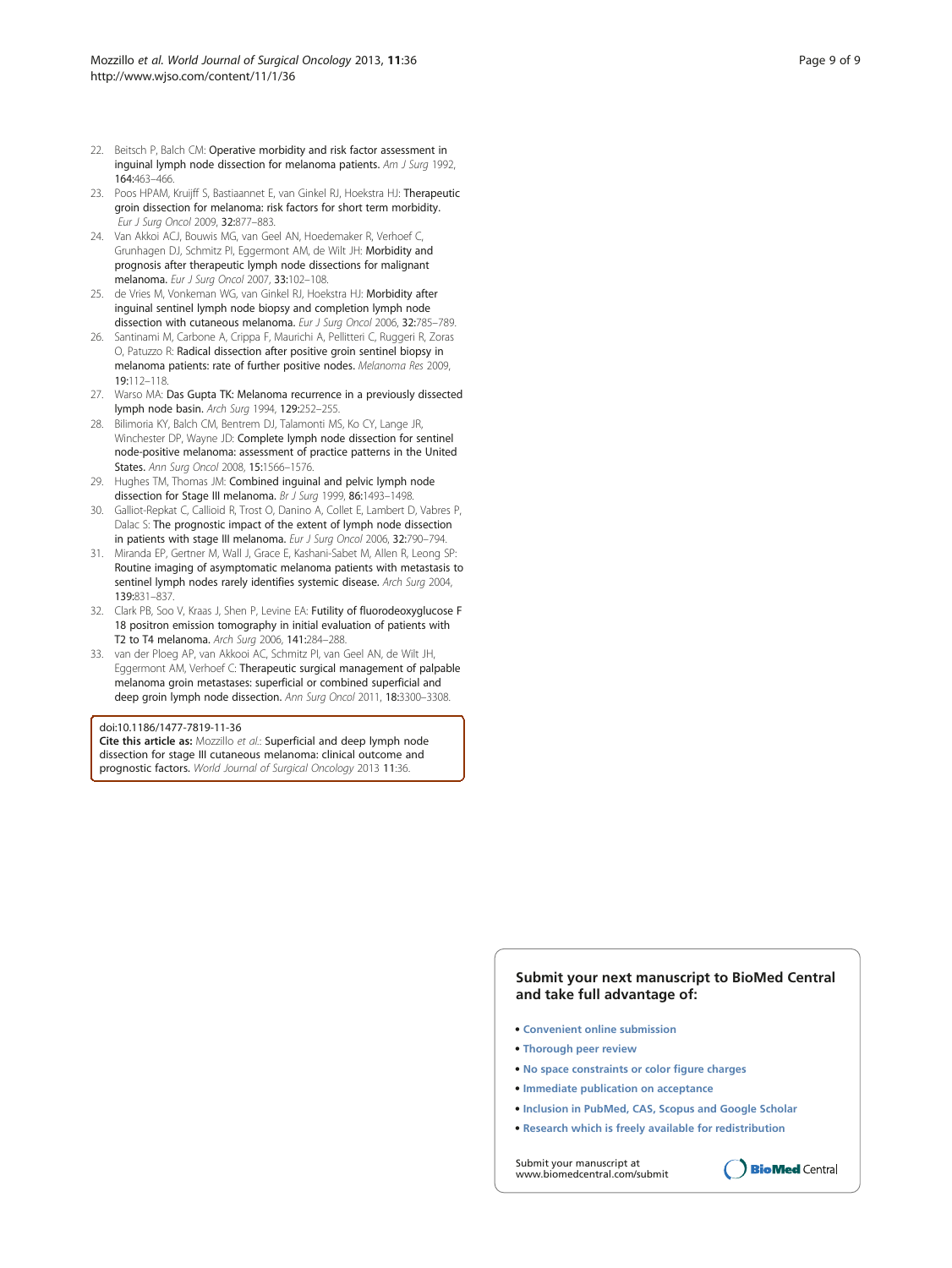22. Beitsch P, Balch CM: Operative morbidity and risk factor assessment in inguinal lymph node dissection for melanoma patients. *Am J Surg* 1992, **164**:463–466.
23. Poos HPAM, Kruijff S, Bastiaannet E, van Ginkel RJ, Hoekstra HJ: Therapeutic groin dissection for melanoma: risk factors for short term morbidity. *Eur J Surg Oncol* 2009, **32**:877–883.
24. Van Akkoi ACJ, Bouwis MG, van Geel AN, Hoedemaker R, Verhoef C, Grunhagen DJ, Schmitz PI, Eggermont AM, de Wilt JH: Morbidity and prognosis after therapeutic lymph node dissections for malignant melanoma. *Eur J Surg Oncol* 2007, **33**:102–108.
25. de Vries M, Vonkeman WG, van Ginkel RJ, Hoekstra HJ: Morbidity after inguinal sentinel lymph node biopsy and completion lymph node dissection with cutaneous melanoma. *Eur J Surg Oncol* 2006, **32**:785–789.
26. Santinami M, Carbone A, Crippa F, Maurichi A, Pellitteri C, Ruggeri R, Zoras O, Patuzzo R: Radical dissection after positive groin sentinel biopsy in melanoma patients: rate of further positive nodes. *Melanoma Res* 2009, **19**:112–118.
27. Warso MA: Das Gupta TK: Melanoma recurrence in a previously dissected lymph node basin. *Arch Surg* 1994, **129**:252–255.
28. Bilimoria KY, Balch CM, Bentrem DJ, Talamonti MS, Ko CY, Lange JR, Winchester DP, Wayne JD: Complete lymph node dissection for sentinel node-positive melanoma: assessment of practice patterns in the United States. *Ann Surg Oncol* 2008, **15**:1566–1576.
29. Hughes TM, Thomas JM: Combined inguinal and pelvic lymph node dissection for Stage III melanoma. *Br J Surg* 1999, **86**:1493–1498.
30. Galliot-Repkat C, Callioid R, Trost O, Danino A, Collet E, Lambert D, Vabres P, Dalac S: The prognostic impact of the extent of lymph node dissection in patients with stage III melanoma. *Eur J Surg Oncol* 2006, **32**:790–794.
31. Miranda EP, Gertner M, Wall J, Grace E, Kashani-Sabet M, Allen R, Leong SP: Routine imaging of asymptomatic melanoma patients with metastasis to sentinel lymph nodes rarely identifies systemic disease. *Arch Surg* 2004, **139**:831–837.
32. Clark PB, Soo V, Kraas J, Shen P, Levine EA: Futility of fluorodeoxyglucose F 18 positron emission tomography in initial evaluation of patients with T2 to T4 melanoma. *Arch Surg* 2006, **141**:284–288.
33. van der Ploeg AP, van Akkooi AC, Schmitz PI, van Geel AN, de Wilt JH, Eggermont AM, Verhoef C: Therapeutic surgical management of palpable melanoma groin metastases: superficial or combined superficial and deep groin lymph node dissection. *Ann Surg Oncol* 2011, **18**:3300–3308.

doi:10.1186/1477-7819-11-36
**Cite this article as:** Mozzillo *et al.*: Superficial and deep lymph node dissection for stage III cutaneous melanoma: clinical outcome and prognostic factors. *World Journal of Surgical Oncology* 2013 **11**:36.

**Submit your next manuscript to BioMed Central and take full advantage of:**

- **Convenient online submission**
- **Thorough peer review**
- **No space constraints or color figure charges**
- **Immediate publication on acceptance**
- **Inclusion in PubMed, CAS, Scopus and Google Scholar**
- **Research which is freely available for redistribution**

Submit your manuscript at
www.biomedcentral.com/submit

BioMed Central